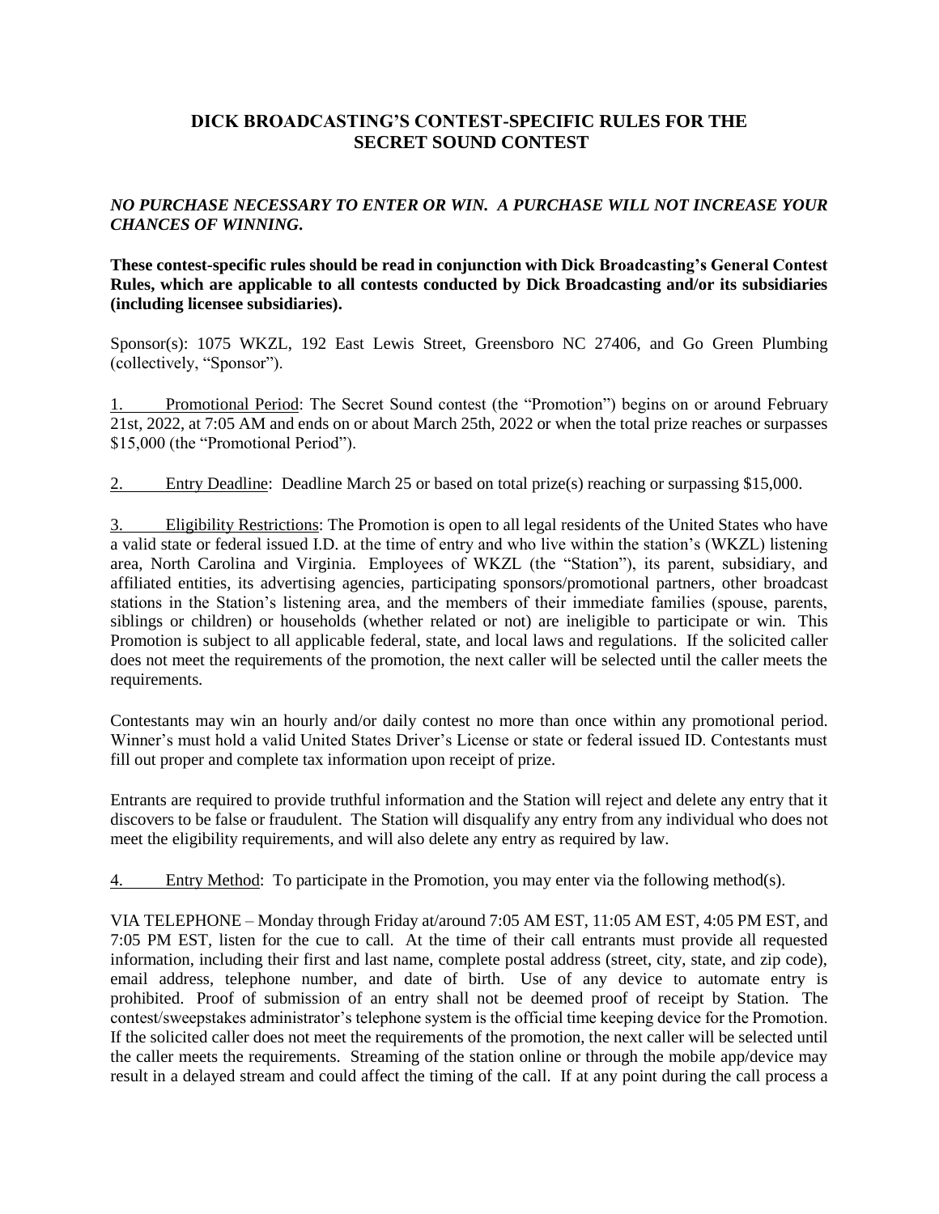# DICK BROADCASTING'S CONTEST-SPECIFIC RULES FOR THE SECRET SOUND CONTEST

***NO PURCHASE NECESSARY TO ENTER OR WIN. A PURCHASE WILL NOT INCREASE YOUR CHANCES OF WINNING.***

**These contest-specific rules should be read in conjunction with Dick Broadcasting's General Contest Rules, which are applicable to all contests conducted by Dick Broadcasting and/or its subsidiaries (including licensee subsidiaries).**

Sponsor(s): 1075 WKZL, 192 East Lewis Street, Greensboro NC 27406, and Go Green Plumbing (collectively, "Sponsor").

1. Promotional Period: The Secret Sound contest (the "Promotion") begins on or around February 21st, 2022, at 7:05 AM and ends on or about March 25th, 2022 or when the total prize reaches or surpasses $15,000 (the "Promotional Period").

2. Entry Deadline: Deadline March 25 or based on total prize(s) reaching or surpassing $15,000.

3. Eligibility Restrictions: The Promotion is open to all legal residents of the United States who have a valid state or federal issued I.D. at the time of entry and who live within the station's (WKZL) listening area, North Carolina and Virginia. Employees of WKZL (the "Station"), its parent, subsidiary, and affiliated entities, its advertising agencies, participating sponsors/promotional partners, other broadcast stations in the Station's listening area, and the members of their immediate families (spouse, parents, siblings or children) or households (whether related or not) are ineligible to participate or win. This Promotion is subject to all applicable federal, state, and local laws and regulations. If the solicited caller does not meet the requirements of the promotion, the next caller will be selected until the caller meets the requirements.

Contestants may win an hourly and/or daily contest no more than once within any promotional period. Winner's must hold a valid United States Driver's License or state or federal issued ID. Contestants must fill out proper and complete tax information upon receipt of prize.

Entrants are required to provide truthful information and the Station will reject and delete any entry that it discovers to be false or fraudulent. The Station will disqualify any entry from any individual who does not meet the eligibility requirements, and will also delete any entry as required by law.

4. Entry Method: To participate in the Promotion, you may enter via the following method(s).

VIA TELEPHONE – Monday through Friday at/around 7:05 AM EST, 11:05 AM EST, 4:05 PM EST, and 7:05 PM EST, listen for the cue to call. At the time of their call entrants must provide all requested information, including their first and last name, complete postal address (street, city, state, and zip code), email address, telephone number, and date of birth. Use of any device to automate entry is prohibited. Proof of submission of an entry shall not be deemed proof of receipt by Station. The contest/sweepstakes administrator's telephone system is the official time keeping device for the Promotion. If the solicited caller does not meet the requirements of the promotion, the next caller will be selected until the caller meets the requirements. Streaming of the station online or through the mobile app/device may result in a delayed stream and could affect the timing of the call. If at any point during the call process a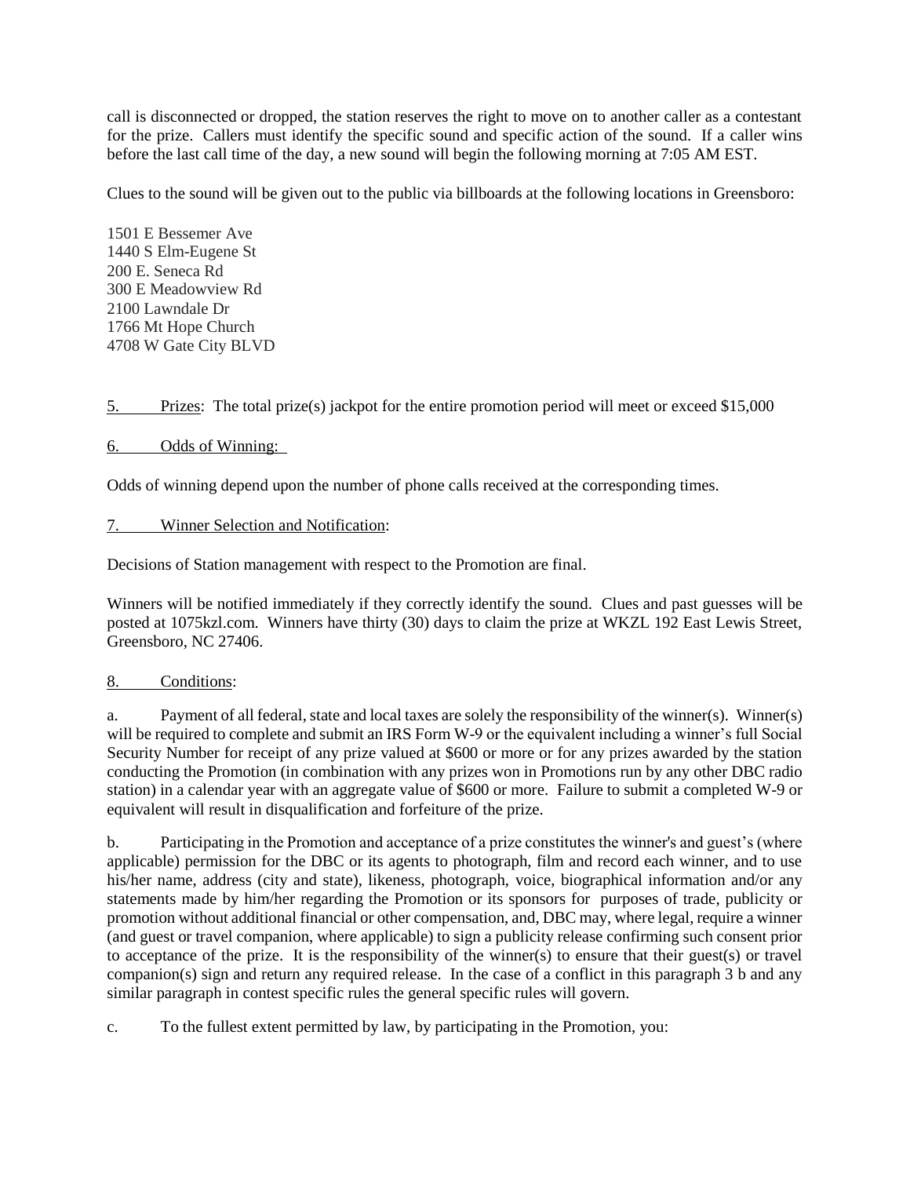call is disconnected or dropped, the station reserves the right to move on to another caller as a contestant for the prize. Callers must identify the specific sound and specific action of the sound. If a caller wins before the last call time of the day, a new sound will begin the following morning at 7:05 AM EST.

Clues to the sound will be given out to the public via billboards at the following locations in Greensboro:

1501 E Bessemer Ave
1440 S Elm-Eugene St
200 E. Seneca Rd
300 E Meadowview Rd
2100 Lawndale Dr
1766 Mt Hope Church
4708 W Gate City BLVD

<u>5. Prizes</u>: The total prize(s) jackpot for the entire promotion period will meet or exceed $15,000

<u>6. Odds of Winning:</u>

Odds of winning depend upon the number of phone calls received at the corresponding times.

<u>7. Winner Selection and Notification</u>:

Decisions of Station management with respect to the Promotion are final.

Winners will be notified immediately if they correctly identify the sound. Clues and past guesses will be posted at 1075kzl.com. Winners have thirty (30) days to claim the prize at WKZL 192 East Lewis Street, Greensboro, NC 27406.

<u>8. Conditions</u>:

a. Payment of all federal, state and local taxes are solely the responsibility of the winner(s). Winner(s) will be required to complete and submit an IRS Form W-9 or the equivalent including a winner's full Social Security Number for receipt of any prize valued at $600 or more or for any prizes awarded by the station conducting the Promotion (in combination with any prizes won in Promotions run by any other DBC radio station) in a calendar year with an aggregate value of $600 or more. Failure to submit a completed W-9 or equivalent will result in disqualification and forfeiture of the prize.

b. Participating in the Promotion and acceptance of a prize constitutes the winner's and guest's (where applicable) permission for the DBC or its agents to photograph, film and record each winner, and to use his/her name, address (city and state), likeness, photograph, voice, biographical information and/or any statements made by him/her regarding the Promotion or its sponsors for purposes of trade, publicity or promotion without additional financial or other compensation, and, DBC may, where legal, require a winner (and guest or travel companion, where applicable) to sign a publicity release confirming such consent prior to acceptance of the prize. It is the responsibility of the winner(s) to ensure that their guest(s) or travel companion(s) sign and return any required release. In the case of a conflict in this paragraph 3 b and any similar paragraph in contest specific rules the general specific rules will govern.

c. To the fullest extent permitted by law, by participating in the Promotion, you: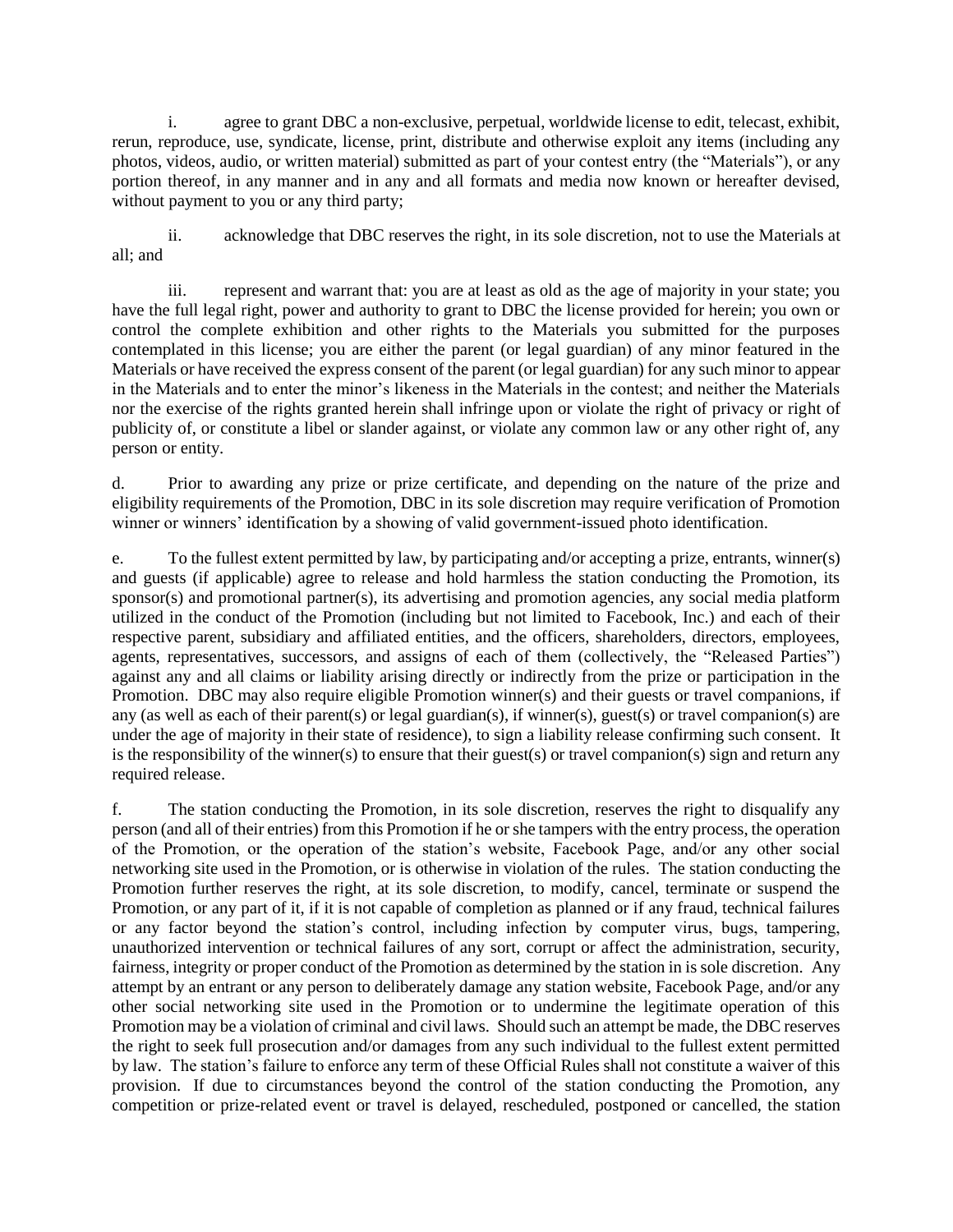i. agree to grant DBC a non-exclusive, perpetual, worldwide license to edit, telecast, exhibit, rerun, reproduce, use, syndicate, license, print, distribute and otherwise exploit any items (including any photos, videos, audio, or written material) submitted as part of your contest entry (the "Materials"), or any portion thereof, in any manner and in any and all formats and media now known or hereafter devised, without payment to you or any third party;

ii. acknowledge that DBC reserves the right, in its sole discretion, not to use the Materials at all; and

iii. represent and warrant that: you are at least as old as the age of majority in your state; you have the full legal right, power and authority to grant to DBC the license provided for herein; you own or control the complete exhibition and other rights to the Materials you submitted for the purposes contemplated in this license; you are either the parent (or legal guardian) of any minor featured in the Materials or have received the express consent of the parent (or legal guardian) for any such minor to appear in the Materials and to enter the minor's likeness in the Materials in the contest; and neither the Materials nor the exercise of the rights granted herein shall infringe upon or violate the right of privacy or right of publicity of, or constitute a libel or slander against, or violate any common law or any other right of, any person or entity.

d. Prior to awarding any prize or prize certificate, and depending on the nature of the prize and eligibility requirements of the Promotion, DBC in its sole discretion may require verification of Promotion winner or winners' identification by a showing of valid government-issued photo identification.

e. To the fullest extent permitted by law, by participating and/or accepting a prize, entrants, winner(s) and guests (if applicable) agree to release and hold harmless the station conducting the Promotion, its sponsor(s) and promotional partner(s), its advertising and promotion agencies, any social media platform utilized in the conduct of the Promotion (including but not limited to Facebook, Inc.) and each of their respective parent, subsidiary and affiliated entities, and the officers, shareholders, directors, employees, agents, representatives, successors, and assigns of each of them (collectively, the "Released Parties") against any and all claims or liability arising directly or indirectly from the prize or participation in the Promotion. DBC may also require eligible Promotion winner(s) and their guests or travel companions, if any (as well as each of their parent(s) or legal guardian(s), if winner(s), guest(s) or travel companion(s) are under the age of majority in their state of residence), to sign a liability release confirming such consent. It is the responsibility of the winner(s) to ensure that their guest(s) or travel companion(s) sign and return any required release.

f. The station conducting the Promotion, in its sole discretion, reserves the right to disqualify any person (and all of their entries) from this Promotion if he or she tampers with the entry process, the operation of the Promotion, or the operation of the station's website, Facebook Page, and/or any other social networking site used in the Promotion, or is otherwise in violation of the rules. The station conducting the Promotion further reserves the right, at its sole discretion, to modify, cancel, terminate or suspend the Promotion, or any part of it, if it is not capable of completion as planned or if any fraud, technical failures or any factor beyond the station's control, including infection by computer virus, bugs, tampering, unauthorized intervention or technical failures of any sort, corrupt or affect the administration, security, fairness, integrity or proper conduct of the Promotion as determined by the station in is sole discretion. Any attempt by an entrant or any person to deliberately damage any station website, Facebook Page, and/or any other social networking site used in the Promotion or to undermine the legitimate operation of this Promotion may be a violation of criminal and civil laws. Should such an attempt be made, the DBC reserves the right to seek full prosecution and/or damages from any such individual to the fullest extent permitted by law. The station's failure to enforce any term of these Official Rules shall not constitute a waiver of this provision. If due to circumstances beyond the control of the station conducting the Promotion, any competition or prize-related event or travel is delayed, rescheduled, postponed or cancelled, the station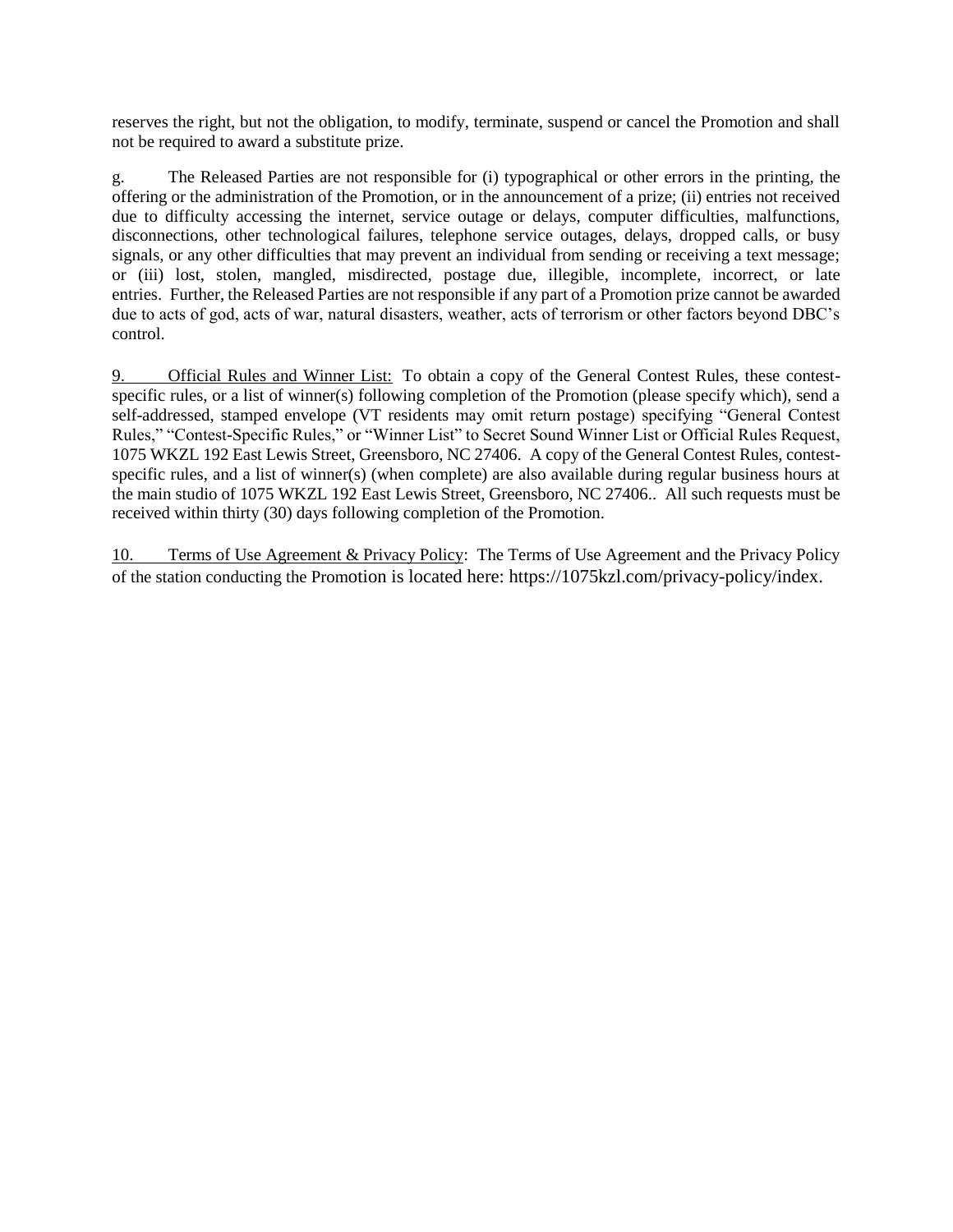reserves the right, but not the obligation, to modify, terminate, suspend or cancel the Promotion and shall not be required to award a substitute prize.

g. The Released Parties are not responsible for (i) typographical or other errors in the printing, the offering or the administration of the Promotion, or in the announcement of a prize; (ii) entries not received due to difficulty accessing the internet, service outage or delays, computer difficulties, malfunctions, disconnections, other technological failures, telephone service outages, delays, dropped calls, or busy signals, or any other difficulties that may prevent an individual from sending or receiving a text message; or (iii) lost, stolen, mangled, misdirected, postage due, illegible, incomplete, incorrect, or late entries. Further, the Released Parties are not responsible if any part of a Promotion prize cannot be awarded due to acts of god, acts of war, natural disasters, weather, acts of terrorism or other factors beyond DBC's control.

9. Official Rules and Winner List: To obtain a copy of the General Contest Rules, these contest-specific rules, or a list of winner(s) following completion of the Promotion (please specify which), send a self-addressed, stamped envelope (VT residents may omit return postage) specifying "General Contest Rules," "Contest-Specific Rules," or "Winner List" to Secret Sound Winner List or Official Rules Request, 1075 WKZL 192 East Lewis Street, Greensboro, NC 27406. A copy of the General Contest Rules, contest-specific rules, and a list of winner(s) (when complete) are also available during regular business hours at the main studio of 1075 WKZL 192 East Lewis Street, Greensboro, NC 27406.. All such requests must be received within thirty (30) days following completion of the Promotion.

10. Terms of Use Agreement & Privacy Policy: The Terms of Use Agreement and the Privacy Policy of the station conducting the Promotion is located here: https://1075kzl.com/privacy-policy/index.